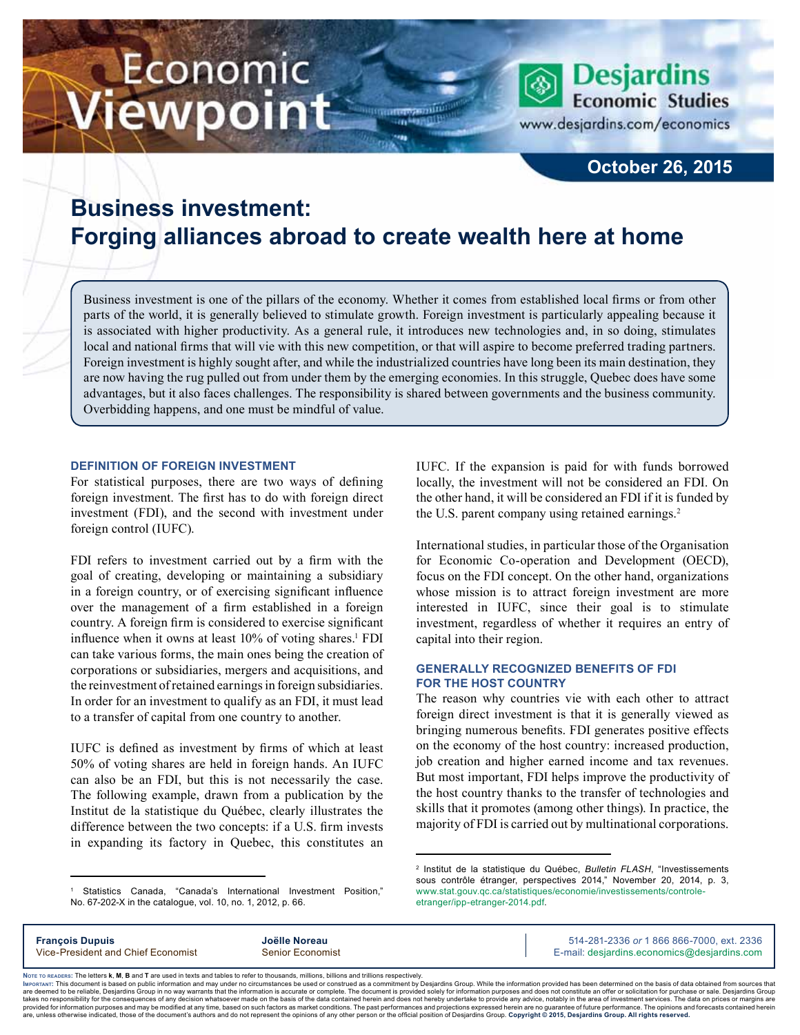# Economic Viewpoint

Desjardins Economic Studies
www.desjardins.com/economics

October 26, 2015

## Business investment: Forging alliances abroad to create wealth here at home

Business investment is one of the pillars of the economy. Whether it comes from established local firms or from other parts of the world, it is generally believed to stimulate growth. Foreign investment is particularly appealing because it is associated with higher productivity. As a general rule, it introduces new technologies and, in so doing, stimulates local and national firms that will vie with this new competition, or that will aspire to become preferred trading partners. Foreign investment is highly sought after, and while the industrialized countries have long been its main destination, they are now having the rug pulled out from under them by the emerging economies. In this struggle, Quebec does have some advantages, but it also faces challenges. The responsibility is shared between governments and the business community. Overbidding happens, and one must be mindful of value.

### DEFINITION OF FOREIGN INVESTMENT

For statistical purposes, there are two ways of defining foreign investment. The first has to do with foreign direct investment (FDI), and the second with investment under foreign control (IUFC).

FDI refers to investment carried out by a firm with the goal of creating, developing or maintaining a subsidiary in a foreign country, or of exercising significant influence over the management of a firm established in a foreign country. A foreign firm is considered to exercise significant influence when it owns at least 10% of voting shares.[1] FDI can take various forms, the main ones being the creation of corporations or subsidiaries, mergers and acquisitions, and the reinvestment of retained earnings in foreign subsidiaries. In order for an investment to qualify as an FDI, it must lead to a transfer of capital from one country to another.

IUFC is defined as investment by firms of which at least 50% of voting shares are held in foreign hands. An IUFC can also be an FDI, but this is not necessarily the case. The following example, drawn from a publication by the Institut de la statistique du Québec, clearly illustrates the difference between the two concepts: if a U.S. firm invests in expanding its factory in Quebec, this constitutes an IUFC. If the expansion is paid for with funds borrowed locally, the investment will not be considered an FDI. On the other hand, it will be considered an FDI if it is funded by the U.S. parent company using retained earnings.[2]

International studies, in particular those of the Organisation for Economic Co-operation and Development (OECD), focus on the FDI concept. On the other hand, organizations whose mission is to attract foreign investment are more interested in IUFC, since their goal is to stimulate investment, regardless of whether it requires an entry of capital into their region.

### GENERALLY RECOGNIZED BENEFITS OF FDI FOR THE HOST COUNTRY

The reason why countries vie with each other to attract foreign direct investment is that it is generally viewed as bringing numerous benefits. FDI generates positive effects on the economy of the host country: increased production, job creation and higher earned income and tax revenues. But most important, FDI helps improve the productivity of the host country thanks to the transfer of technologies and skills that it promotes (among other things). In practice, the majority of FDI is carried out by multinational corporations.

---

[1] Statistics Canada, "Canada's International Investment Position," No. 67-202-X in the catalogue, vol. 10, no. 1, 2012, p. 66.

[2] Institut de la statistique du Québec, *Bulletin FLASH*, "Investissements sous contrôle étranger, perspectives 2014," November 20, 2014, p. 3, www.stat.gouv.qc.ca/statistiques/economie/investissements/controle-etranger/ipp-etranger-2014.pdf.

---

**François Dupuis**
Vice-President and Chief Economist

**Joëlle Noreau**
Senior Economist

514-281-2336 *or* 1 866 866-7000, ext. 2336
E-mail: desjardins.economics@desjardins.com

Note to readers: The letters **k**, **M**, **B** and **T** are used in texts and tables to refer to thousands, millions, billions and trillions respectively.
Important: This document is based on public information and may under no circumstances be used or construed as a commitment by Desjardins Group. While the information provided has been determined on the basis of data obtained from sources that are deemed to be reliable, Desjardins Group in no way warrants that the information is accurate or complete. The document is provided solely for information purposes and does not constitute an offer or solicitation for purchase or sale. Desjardins Group takes no responsibility for the consequences of any decision whatsoever made on the basis of the data contained herein and does not hereby undertake to provide any advice, notably in the area of investment services. The data on prices or margins are provided for information purposes and may be modified at any time, based on such factors as market conditions. The past performances and projections expressed herein are no guarantee of future performance. The opinions and forecasts contained herein are, unless otherwise indicated, those of the document's authors and do not represent the opinions of any other person or the official position of Desjardins Group. **Copyright © 2015, Desjardins Group. All rights reserved.**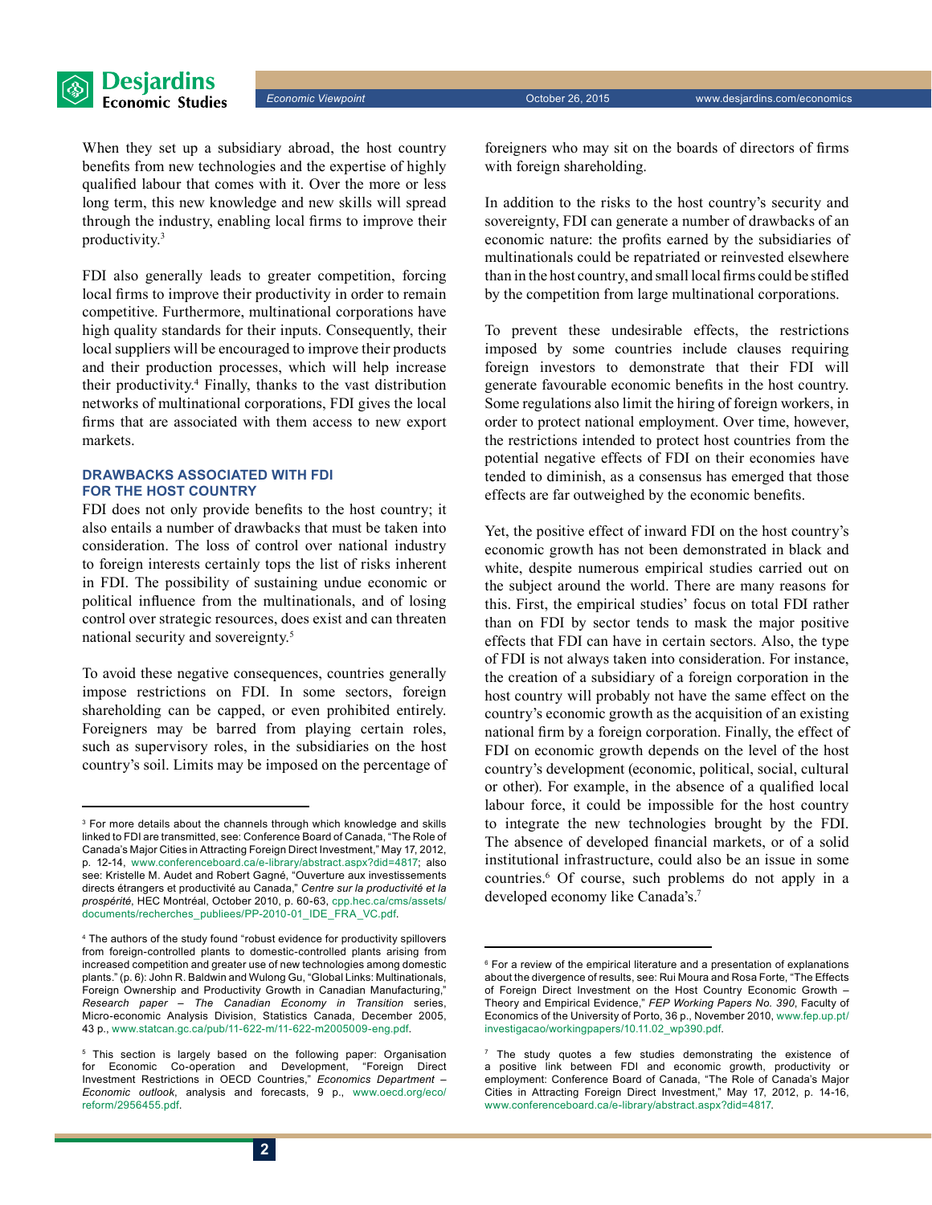When they set up a subsidiary abroad, the host country benefits from new technologies and the expertise of highly qualified labour that comes with it. Over the more or less long term, this new knowledge and new skills will spread through the industry, enabling local firms to improve their productivity.[3]

FDI also generally leads to greater competition, forcing local firms to improve their productivity in order to remain competitive. Furthermore, multinational corporations have high quality standards for their inputs. Consequently, their local suppliers will be encouraged to improve their products and their production processes, which will help increase their productivity.[4] Finally, thanks to the vast distribution networks of multinational corporations, FDI gives the local firms that are associated with them access to new export markets.

### DRAWBACKS ASSOCIATED WITH FDI FOR THE HOST COUNTRY

FDI does not only provide benefits to the host country; it also entails a number of drawbacks that must be taken into consideration. The loss of control over national industry to foreign interests certainly tops the list of risks inherent in FDI. The possibility of sustaining undue economic or political influence from the multinationals, and of losing control over strategic resources, does exist and can threaten national security and sovereignty.[5]

To avoid these negative consequences, countries generally impose restrictions on FDI. In some sectors, foreign shareholding can be capped, or even prohibited entirely. Foreigners may be barred from playing certain roles, such as supervisory roles, in the subsidiaries on the host country's soil. Limits may be imposed on the percentage of foreigners who may sit on the boards of directors of firms with foreign shareholding.

In addition to the risks to the host country's security and sovereignty, FDI can generate a number of drawbacks of an economic nature: the profits earned by the subsidiaries of multinationals could be repatriated or reinvested elsewhere than in the host country, and small local firms could be stifled by the competition from large multinational corporations.

To prevent these undesirable effects, the restrictions imposed by some countries include clauses requiring foreign investors to demonstrate that their FDI will generate favourable economic benefits in the host country. Some regulations also limit the hiring of foreign workers, in order to protect national employment. Over time, however, the restrictions intended to protect host countries from the potential negative effects of FDI on their economies have tended to diminish, as a consensus has emerged that those effects are far outweighed by the economic benefits.

Yet, the positive effect of inward FDI on the host country's economic growth has not been demonstrated in black and white, despite numerous empirical studies carried out on the subject around the world. There are many reasons for this. First, the empirical studies' focus on total FDI rather than on FDI by sector tends to mask the major positive effects that FDI can have in certain sectors. Also, the type of FDI is not always taken into consideration. For instance, the creation of a subsidiary of a foreign corporation in the host country will probably not have the same effect on the country's economic growth as the acquisition of an existing national firm by a foreign corporation. Finally, the effect of FDI on economic growth depends on the level of the host country's development (economic, political, social, cultural or other). For example, in the absence of a qualified local labour force, it could be impossible for the host country to integrate the new technologies brought by the FDI. The absence of developed financial markets, or of a solid institutional infrastructure, could also be an issue in some countries.[6] Of course, such problems do not apply in a developed economy like Canada's.[7]

---

[3] For more details about the channels through which knowledge and skills linked to FDI are transmitted, see: Conference Board of Canada, "The Role of Canada's Major Cities in Attracting Foreign Direct Investment," May 17, 2012, p. 12-14, www.conferenceboard.ca/e-library/abstract.aspx?did=4817; also see: Kristelle M. Audet and Robert Gagné, "Ouverture aux investissements directs étrangers et productivité au Canada," *Centre sur la productivité et la prospérité*, HEC Montréal, October 2010, p. 60-63, cpp.hec.ca/cms/assets/documents/recherches_publiees/PP-2010-01_IDE_FRA_VC.pdf.

[4] The authors of the study found "robust evidence for productivity spillovers from foreign-controlled plants to domestic-controlled plants arising from increased competition and greater use of new technologies among domestic plants." (p. 6): John R. Baldwin and Wulong Gu, "Global Links: Multinationals, Foreign Ownership and Productivity Growth in Canadian Manufacturing," *Research paper – The Canadian Economy in Transition* series, Micro-economic Analysis Division, Statistics Canada, December 2005, 43 p., www.statcan.gc.ca/pub/11-622-m/11-622-m2005009-eng.pdf.

[5] This section is largely based on the following paper: Organisation for Economic Co-operation and Development, "Foreign Direct Investment Restrictions in OECD Countries," *Economics Department – Economic outlook*, analysis and forecasts, 9 p., www.oecd.org/eco/reform/2956455.pdf.

[6] For a review of the empirical literature and a presentation of explanations about the divergence of results, see: Rui Moura and Rosa Forte, "The Effects of Foreign Direct Investment on the Host Country Economic Growth – Theory and Empirical Evidence," *FEP Working Papers No. 390*, Faculty of Economics of the University of Porto, 36 p., November 2010, www.fep.up.pt/investigacao/workingpapers/10.11.02_wp390.pdf.

[7] The study quotes a few studies demonstrating the existence of a positive link between FDI and economic growth, productivity or employment: Conference Board of Canada, "The Role of Canada's Major Cities in Attracting Foreign Direct Investment," May 17, 2012, p. 14-16, www.conferenceboard.ca/e-library/abstract.aspx?did=4817.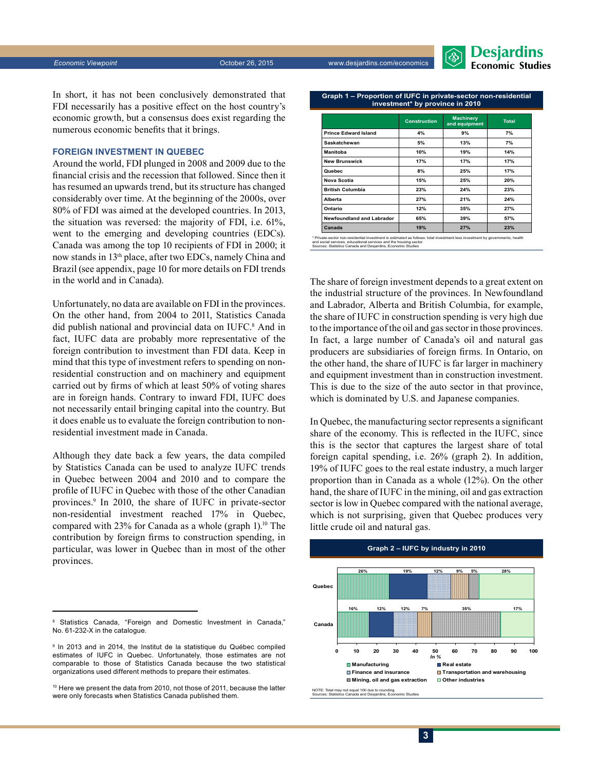In short, it has not been conclusively demonstrated that FDI necessarily has a positive effect on the host country's economic growth, but a consensus does exist regarding the numerous economic benefits that it brings.

### FOREIGN INVESTMENT IN QUEBEC

Around the world, FDI plunged in 2008 and 2009 due to the financial crisis and the recession that followed. Since then it has resumed an upwards trend, but its structure has changed considerably over time. At the beginning of the 2000s, over 80% of FDI was aimed at the developed countries. In 2013, the situation was reversed: the majority of FDI, i.e. 61%, went to the emerging and developing countries (EDCs). Canada was among the top 10 recipients of FDI in 2000; it now stands in 13th place, after two EDCs, namely China and Brazil (see appendix, page 10 for more details on FDI trends in the world and in Canada).

Unfortunately, no data are available on FDI in the provinces. On the other hand, from 2004 to 2011, Statistics Canada did publish national and provincial data on IUFC.[8] And in fact, IUFC data are probably more representative of the foreign contribution to investment than FDI data. Keep in mind that this type of investment refers to spending on non-residential construction and on machinery and equipment carried out by firms of which at least 50% of voting shares are in foreign hands. Contrary to inward FDI, IUFC does not necessarily entail bringing capital into the country. But it does enable us to evaluate the foreign contribution to non-residential investment made in Canada.

Although they date back a few years, the data compiled by Statistics Canada can be used to analyze IUFC trends in Quebec between 2004 and 2010 and to compare the profile of IUFC in Quebec with those of the other Canadian provinces.[9] In 2010, the share of IUFC in private-sector non-residential investment reached 17% in Quebec, compared with 23% for Canada as a whole (graph 1).[10] The contribution by foreign firms to construction spending, in particular, was lower in Quebec than in most of the other provinces.

**Graph 1 – Proportion of IUFC in private-sector non-residential investment* by province in 2010**

| | Construction | Machinery and equipment | Total |
|---|---|---|---|
| Prince Edward Island | 4% | 9% | 7% |
| Saskatchewan | 5% | 13% | 7% |
| Manitoba | 10% | 19% | 14% |
| New Brunswick | 17% | 17% | 17% |
| Quebec | 8% | 25% | 17% |
| Nova Scotia | 15% | 25% | 20% |
| British Columbia | 23% | 24% | 23% |
| Alberta | 27% | 21% | 24% |
| Ontario | 12% | 35% | 27% |
| Newfoundland and Labrador | 65% | 39% | 57% |
| Canada | 19% | 27% | 23% |

\* Private-sector non-residential investment is estimated as follows: total investment less investment by governments, health and social services, educational services and the housing sector.
Sources: Statistics Canada and Desjardins, Economic Studies

The share of foreign investment depends to a great extent on the industrial structure of the provinces. In Newfoundland and Labrador, Alberta and British Columbia, for example, the share of IUFC in construction spending is very high due to the importance of the oil and gas sector in those provinces. In fact, a large number of Canada's oil and natural gas producers are subsidiaries of foreign firms. In Ontario, on the other hand, the share of IUFC is far larger in machinery and equipment investment than in construction investment. This is due to the size of the auto sector in that province, which is dominated by U.S. and Japanese companies.

In Quebec, the manufacturing sector represents a significant share of the economy. This is reflected in the IUFC, since this is the sector that captures the largest share of total foreign capital spending, i.e. 26% (graph 2). In addition, 19% of IUFC goes to the real estate industry, a much larger proportion than in Canada as a whole (12%). On the other hand, the share of IUFC in the mining, oil and gas extraction sector is low in Quebec compared with the national average, which is not surprising, given that Quebec produces very little crude oil and natural gas.

**Graph 2 – IUFC by industry in 2010**

| | Manufacturing | Real estate | Finance and insurance | Transportation and warehousing | Mining, oil and gas extraction | Other industries |
|---|---|---|---|---|---|---|
| Quebec | 26% | 19% | 12% | 9% | 5% | 28% |
| Canada | 16% | 12% | 12% | 7% | 35% | 17% |

In %

NOTE: Total may not equal 100 due to rounding.
Sources: Statistics Canada and Desjardins, Economic Studies

---

[8] Statistics Canada, "Foreign and Domestic Investment in Canada," No. 61-232-X in the catalogue.

[9] In 2013 and in 2014, the Institut de la statistique du Québec compiled estimates of IUFC in Quebec. Unfortunately, those estimates are not comparable to those of Statistics Canada because the two statistical organizations used different methods to prepare their estimates.

[10] Here we present the data from 2010, not those of 2011, because the latter were only forecasts when Statistics Canada published them.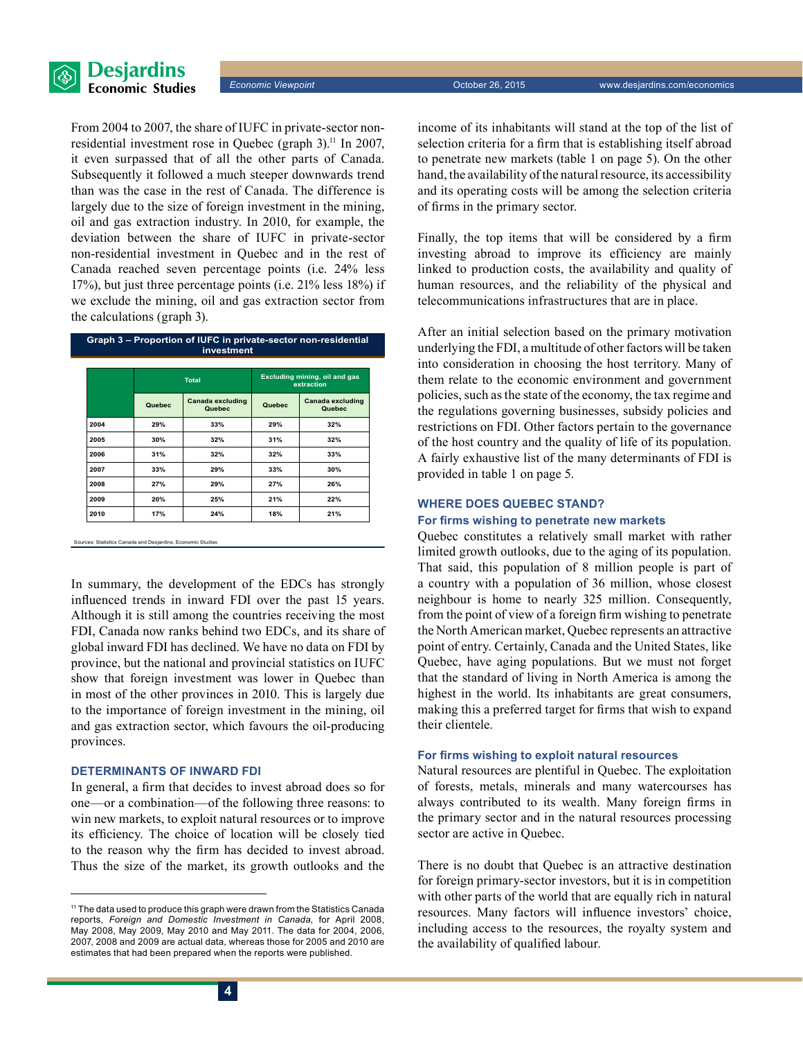From 2004 to 2007, the share of IUFC in private-sector non-residential investment rose in Quebec (graph 3).[11] In 2007, it even surpassed that of all the other parts of Canada. Subsequently it followed a much steeper downwards trend than was the case in the rest of Canada. The difference is largely due to the size of foreign investment in the mining, oil and gas extraction industry. In 2010, for example, the deviation between the share of IUFC in private-sector non-residential investment in Quebec and in the rest of Canada reached seven percentage points (i.e. 24% less 17%), but just three percentage points (i.e. 21% less 18%) if we exclude the mining, oil and gas extraction sector from the calculations (graph 3).

**Graph 3 – Proportion of IUFC in private-sector non-residential investment**

| | Total | | Excluding mining, oil and gas extraction | |
|---|---|---|---|---|
| | Quebec | Canada excluding Quebec | Quebec | Canada excluding Quebec |
| 2004 | 29% | 33% | 29% | 32% |
| 2005 | 30% | 32% | 31% | 32% |
| 2006 | 31% | 32% | 32% | 33% |
| 2007 | 33% | 29% | 33% | 30% |
| 2008 | 27% | 29% | 27% | 26% |
| 2009 | 20% | 25% | 21% | 22% |
| 2010 | 17% | 24% | 18% | 21% |

Sources: Statistics Canada and Desjardins, Economic Studies

In summary, the development of the EDCs has strongly influenced trends in inward FDI over the past 15 years. Although it is still among the countries receiving the most FDI, Canada now ranks behind two EDCs, and its share of global inward FDI has declined. We have no data on FDI by province, but the national and provincial statistics on IUFC show that foreign investment was lower in Quebec than in most of the other provinces in 2010. This is largely due to the importance of foreign investment in the mining, oil and gas extraction sector, which favours the oil-producing provinces.

## DETERMINANTS OF INWARD FDI

In general, a firm that decides to invest abroad does so for one—or a combination—of the following three reasons: to win new markets, to exploit natural resources or to improve its efficiency. The choice of location will be closely tied to the reason why the firm has decided to invest abroad. Thus the size of the market, its growth outlooks and the income of its inhabitants will stand at the top of the list of selection criteria for a firm that is establishing itself abroad to penetrate new markets (table 1 on page 5). On the other hand, the availability of the natural resource, its accessibility and its operating costs will be among the selection criteria of firms in the primary sector.

Finally, the top items that will be considered by a firm investing abroad to improve its efficiency are mainly linked to production costs, the availability and quality of human resources, and the reliability of the physical and telecommunications infrastructures that are in place.

After an initial selection based on the primary motivation underlying the FDI, a multitude of other factors will be taken into consideration in choosing the host territory. Many of them relate to the economic environment and government policies, such as the state of the economy, the tax regime and the regulations governing businesses, subsidy policies and restrictions on FDI. Other factors pertain to the governance of the host country and the quality of life of its population. A fairly exhaustive list of the many determinants of FDI is provided in table 1 on page 5.

## WHERE DOES QUEBEC STAND?

### For firms wishing to penetrate new markets

Quebec constitutes a relatively small market with rather limited growth outlooks, due to the aging of its population. That said, this population of 8 million people is part of a country with a population of 36 million, whose closest neighbour is home to nearly 325 million. Consequently, from the point of view of a foreign firm wishing to penetrate the North American market, Quebec represents an attractive point of entry. Certainly, Canada and the United States, like Quebec, have aging populations. But we must not forget that the standard of living in North America is among the highest in the world. Its inhabitants are great consumers, making this a preferred target for firms that wish to expand their clientele.

### For firms wishing to exploit natural resources

Natural resources are plentiful in Quebec. The exploitation of forests, metals, minerals and many watercourses has always contributed to its wealth. Many foreign firms in the primary sector and in the natural resources processing sector are active in Quebec.

There is no doubt that Quebec is an attractive destination for foreign primary-sector investors, but it is in competition with other parts of the world that are equally rich in natural resources. Many factors will influence investors' choice, including access to the resources, the royalty system and the availability of qualified labour.

---

[11] The data used to produce this graph were drawn from the Statistics Canada reports, *Foreign and Domestic Investment in Canada*, for April 2008, May 2008, May 2009, May 2010 and May 2011. The data for 2004, 2006, 2007, 2008 and 2009 are actual data, whereas those for 2005 and 2010 are estimates that had been prepared when the reports were published.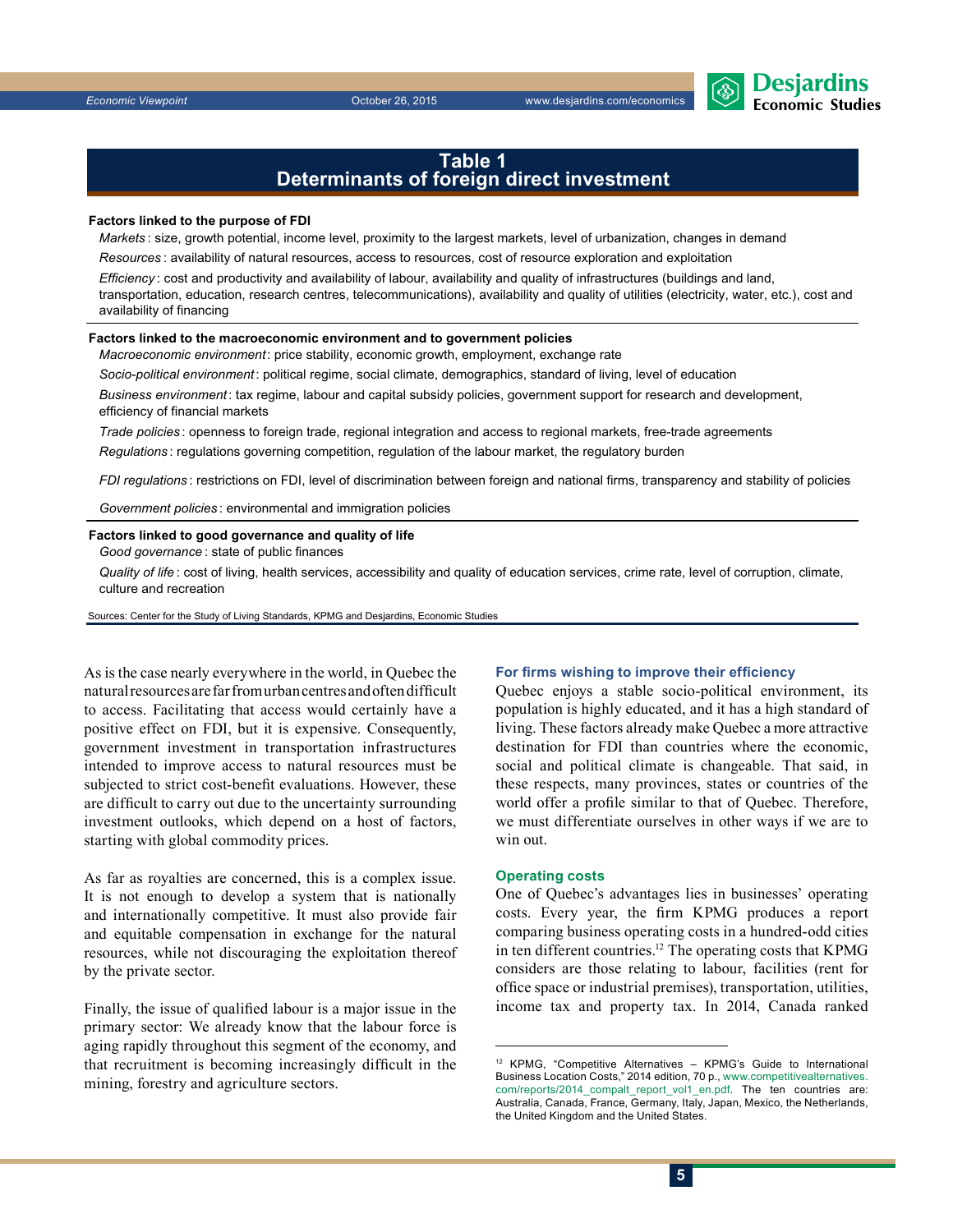## Table 1
## Determinants of foreign direct investment

**Factors linked to the purpose of FDI**

*Markets* : size, growth potential, income level, proximity to the largest markets, level of urbanization, changes in demand

*Resources* : availability of natural resources, access to resources, cost of resource exploration and exploitation

*Efficiency* : cost and productivity and availability of labour, availability and quality of infrastructures (buildings and land, transportation, education, research centres, telecommunications), availability and quality of utilities (electricity, water, etc.), cost and availability of financing

**Factors linked to the macroeconomic environment and to government policies**

*Macroeconomic environment*: price stability, economic growth, employment, exchange rate

*Socio-political environment*: political regime, social climate, demographics, standard of living, level of education

*Business environment*: tax regime, labour and capital subsidy policies, government support for research and development, efficiency of financial markets

*Trade policies* : openness to foreign trade, regional integration and access to regional markets, free-trade agreements

*Regulations* : regulations governing competition, regulation of the labour market, the regulatory burden

*FDI regulations* : restrictions on FDI, level of discrimination between foreign and national firms, transparency and stability of policies

*Government policies* : environmental and immigration policies

**Factors linked to good governance and quality of life**

*Good governance* : state of public finances

*Quality of life* : cost of living, health services, accessibility and quality of education services, crime rate, level of corruption, climate, culture and recreation

Sources: Center for the Study of Living Standards, KPMG and Desjardins, Economic Studies

As is the case nearly everywhere in the world, in Quebec the natural resources are far from urban centres and often difficult to access. Facilitating that access would certainly have a positive effect on FDI, but it is expensive. Consequently, government investment in transportation infrastructures intended to improve access to natural resources must be subjected to strict cost-benefit evaluations. However, these are difficult to carry out due to the uncertainty surrounding investment outlooks, which depend on a host of factors, starting with global commodity prices.

As far as royalties are concerned, this is a complex issue. It is not enough to develop a system that is nationally and internationally competitive. It must also provide fair and equitable compensation in exchange for the natural resources, while not discouraging the exploitation thereof by the private sector.

Finally, the issue of qualified labour is a major issue in the primary sector: We already know that the labour force is aging rapidly throughout this segment of the economy, and that recruitment is becoming increasingly difficult in the mining, forestry and agriculture sectors.

### For firms wishing to improve their efficiency

Quebec enjoys a stable socio-political environment, its population is highly educated, and it has a high standard of living. These factors already make Quebec a more attractive destination for FDI than countries where the economic, social and political climate is changeable. That said, in these respects, many provinces, states or countries of the world offer a profile similar to that of Quebec. Therefore, we must differentiate ourselves in other ways if we are to win out.

### Operating costs

One of Quebec's advantages lies in businesses' operating costs. Every year, the firm KPMG produces a report comparing business operating costs in a hundred-odd cities in ten different countries.[12] The operating costs that KPMG considers are those relating to labour, facilities (rent for office space or industrial premises), transportation, utilities, income tax and property tax. In 2014, Canada ranked

---

[12] KPMG, "Competitive Alternatives – KPMG's Guide to International Business Location Costs," 2014 edition, 70 p., www.competitivealternatives.com/reports/2014_compalt_report_vol1_en.pdf. The ten countries are: Australia, Canada, France, Germany, Italy, Japan, Mexico, the Netherlands, the United Kingdom and the United States.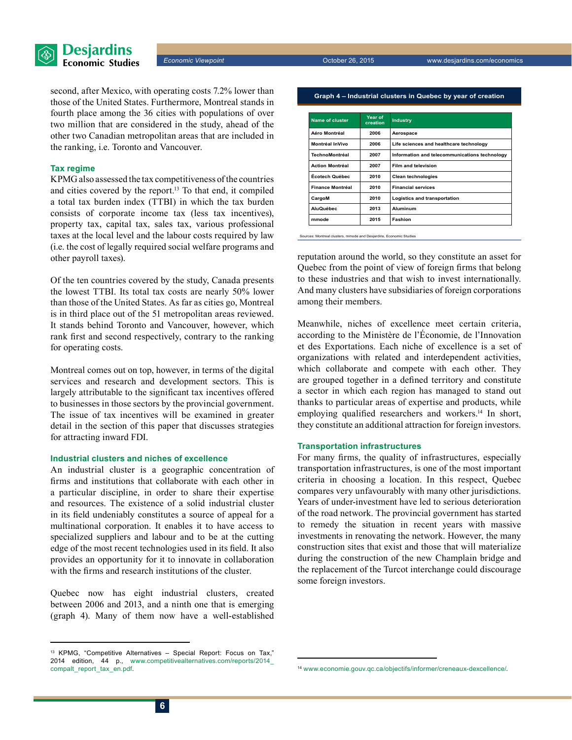second, after Mexico, with operating costs 7.2% lower than those of the United States. Furthermore, Montreal stands in fourth place among the 36 cities with populations of over two million that are considered in the study, ahead of the other two Canadian metropolitan areas that are included in the ranking, i.e. Toronto and Vancouver.

### Tax regime

KPMG also assessed the tax competitiveness of the countries and cities covered by the report.[13] To that end, it compiled a total tax burden index (TTBI) in which the tax burden consists of corporate income tax (less tax incentives), property tax, capital tax, sales tax, various professional taxes at the local level and the labour costs required by law (i.e. the cost of legally required social welfare programs and other payroll taxes).

Of the ten countries covered by the study, Canada presents the lowest TTBI. Its total tax costs are nearly 50% lower than those of the United States. As far as cities go, Montreal is in third place out of the 51 metropolitan areas reviewed. It stands behind Toronto and Vancouver, however, which rank first and second respectively, contrary to the ranking for operating costs.

Montreal comes out on top, however, in terms of the digital services and research and development sectors. This is largely attributable to the significant tax incentives offered to businesses in those sectors by the provincial government. The issue of tax incentives will be examined in greater detail in the section of this paper that discusses strategies for attracting inward FDI.

### Industrial clusters and niches of excellence

An industrial cluster is a geographic concentration of firms and institutions that collaborate with each other in a particular discipline, in order to share their expertise and resources. The existence of a solid industrial cluster in its field undeniably constitutes a source of appeal for a multinational corporation. It enables it to have access to specialized suppliers and labour and to be at the cutting edge of the most recent technologies used in its field. It also provides an opportunity for it to innovate in collaboration with the firms and research institutions of the cluster.

Quebec now has eight industrial clusters, created between 2006 and 2013, and a ninth one that is emerging (graph 4). Many of them now have a well-established reputation around the world, so they constitute an asset for Quebec from the point of view of foreign firms that belong to these industries and that wish to invest internationally. And many clusters have subsidiaries of foreign corporations among their members.

**Graph 4 – Industrial clusters in Quebec by year of creation**

| Name of cluster | Year of creation | Industry |
|---|---|---|
| Aéro Montréal | 2006 | Aerospace |
| Montréal InVivo | 2006 | Life sciences and healthcare technology |
| TechnoMontréal | 2007 | Information and telecommunications technology |
| Action Montréal | 2007 | Film and television |
| Écotech Québec | 2010 | Clean technologies |
| Finance Montréal | 2010 | Financial services |
| CargoM | 2010 | Logistics and transportation |
| AluQuébec | 2013 | Aluminum |
| mmode | 2015 | Fashion |

Sources: Montreal clusters, mmode and Desjardins, Economic Studies

Meanwhile, niches of excellence meet certain criteria, according to the Ministère de l'Économie, de l'Innovation et des Exportations. Each niche of excellence is a set of organizations with related and interdependent activities, which collaborate and compete with each other. They are grouped together in a defined territory and constitute a sector in which each region has managed to stand out thanks to particular areas of expertise and products, while employing qualified researchers and workers.[14] In short, they constitute an additional attraction for foreign investors.

### Transportation infrastructures

For many firms, the quality of infrastructures, especially transportation infrastructures, is one of the most important criteria in choosing a location. In this respect, Quebec compares very unfavourably with many other jurisdictions. Years of under-investment have led to serious deterioration of the road network. The provincial government has started to remedy the situation in recent years with massive investments in renovating the network. However, the many construction sites that exist and those that will materialize during the construction of the new Champlain bridge and the replacement of the Turcot interchange could discourage some foreign investors.

---

[13] KPMG, "Competitive Alternatives – Special Report: Focus on Tax," 2014 edition, 44 p., www.competitivealternatives.com/reports/2014_compalt_report_tax_en.pdf.

[14] www.economie.gouv.qc.ca/objectifs/informer/creneaux-dexcellence/.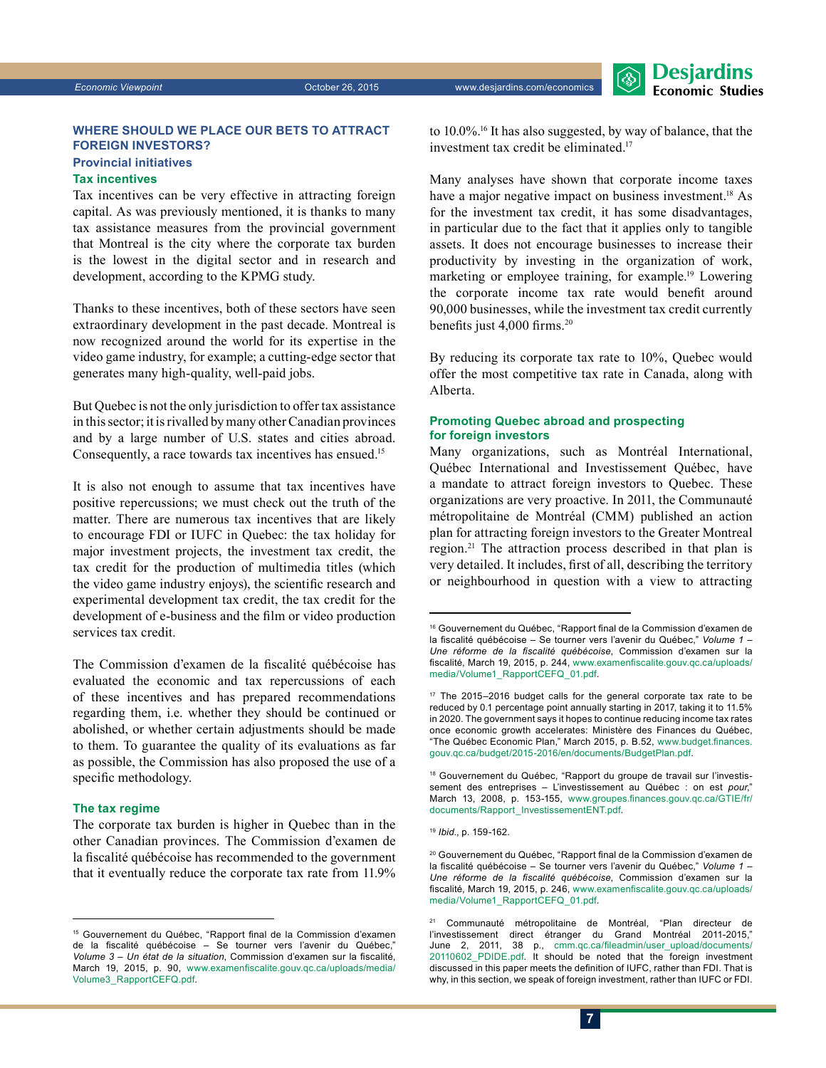## WHERE SHOULD WE PLACE OUR BETS TO ATTRACT FOREIGN INVESTORS?

### Provincial initiatives

#### Tax incentives

Tax incentives can be very effective in attracting foreign capital. As was previously mentioned, it is thanks to many tax assistance measures from the provincial government that Montreal is the city where the corporate tax burden is the lowest in the digital sector and in research and development, according to the KPMG study.

Thanks to these incentives, both of these sectors have seen extraordinary development in the past decade. Montreal is now recognized around the world for its expertise in the video game industry, for example; a cutting-edge sector that generates many high-quality, well-paid jobs.

But Quebec is not the only jurisdiction to offer tax assistance in this sector; it is rivalled by many other Canadian provinces and by a large number of U.S. states and cities abroad. Consequently, a race towards tax incentives has ensued.[15]

It is also not enough to assume that tax incentives have positive repercussions; we must check out the truth of the matter. There are numerous tax incentives that are likely to encourage FDI or IUFC in Quebec: the tax holiday for major investment projects, the investment tax credit, the tax credit for the production of multimedia titles (which the video game industry enjoys), the scientific research and experimental development tax credit, the tax credit for the development of e-business and the film or video production services tax credit.

The Commission d'examen de la fiscalité québécoise has evaluated the economic and tax repercussions of each of these incentives and has prepared recommendations regarding them, i.e. whether they should be continued or abolished, or whether certain adjustments should be made to them. To guarantee the quality of its evaluations as far as possible, the Commission has also proposed the use of a specific methodology.

#### The tax regime

The corporate tax burden is higher in Quebec than in the other Canadian provinces. The Commission d'examen de la fiscalité québécoise has recommended to the government that it eventually reduce the corporate tax rate from 11.9% to 10.0%.[16] It has also suggested, by way of balance, that the investment tax credit be eliminated.[17]

Many analyses have shown that corporate income taxes have a major negative impact on business investment.[18] As for the investment tax credit, it has some disadvantages, in particular due to the fact that it applies only to tangible assets. It does not encourage businesses to increase their productivity by investing in the organization of work, marketing or employee training, for example.[19] Lowering the corporate income tax rate would benefit around 90,000 businesses, while the investment tax credit currently benefits just 4,000 firms.[20]

By reducing its corporate tax rate to 10%, Quebec would offer the most competitive tax rate in Canada, along with Alberta.

#### Promoting Quebec abroad and prospecting for foreign investors

Many organizations, such as Montréal International, Québec International and Investissement Québec, have a mandate to attract foreign investors to Quebec. These organizations are very proactive. In 2011, the Communauté métropolitaine de Montréal (CMM) published an action plan for attracting foreign investors to the Greater Montreal region.[21] The attraction process described in that plan is very detailed. It includes, first of all, describing the territory or neighbourhood in question with a view to attracting

---

[15] Gouvernement du Québec, "Rapport final de la Commission d'examen de la fiscalité québécoise – Se tourner vers l'avenir du Québec," *Volume 3 – Un état de la situation*, Commission d'examen sur la fiscalité, March 19, 2015, p. 90, www.examenfiscalite.gouv.qc.ca/uploads/media/Volume3_RapportCEFQ.pdf.

[16] Gouvernement du Québec, "Rapport final de la Commission d'examen de la fiscalité québécoise – Se tourner vers l'avenir du Québec," *Volume 1 – Une réforme de la fiscalité québécoise*, Commission d'examen sur la fiscalité, March 19, 2015, p. 244, www.examenfiscalite.gouv.qc.ca/uploads/media/Volume1_RapportCEFQ_01.pdf.

[17] The 2015–2016 budget calls for the general corporate tax rate to be reduced by 0.1 percentage point annually starting in 2017, taking it to 11.5% in 2020. The government says it hopes to continue reducing income tax rates once economic growth accelerates: Ministère des Finances du Québec, "The Québec Economic Plan," March 2015, p. B.52, www.budget.finances.gouv.qc.ca/budget/2015-2016/en/documents/BudgetPlan.pdf.

[18] Gouvernement du Québec, "Rapport du groupe de travail sur l'investissement des entreprises – L'investissement au Québec : on est *pour*," March 13, 2008, p. 153-155, www.groupes.finances.gouv.qc.ca/GTIE/fr/documents/Rapport_InvestissementENT.pdf.

[19] *Ibid.*, p. 159-162.

[20] Gouvernement du Québec, "Rapport final de la Commission d'examen de la fiscalité québécoise – Se tourner vers l'avenir du Québec," *Volume 1 – Une réforme de la fiscalité québécoise*, Commission d'examen sur la fiscalité, March 19, 2015, p. 246, www.examenfiscalite.gouv.qc.ca/uploads/media/Volume1_RapportCEFQ_01.pdf.

[21] Communauté métropolitaine de Montréal, "Plan directeur de l'investissement direct étranger du Grand Montréal 2011-2015," June 2, 2011, 38 p., cmm.qc.ca/fileadmin/user_upload/documents/20110602_PDIDE.pdf. It should be noted that the foreign investment discussed in this paper meets the definition of IUFC, rather than FDI. That is why, in this section, we speak of foreign investment, rather than IUFC or FDI.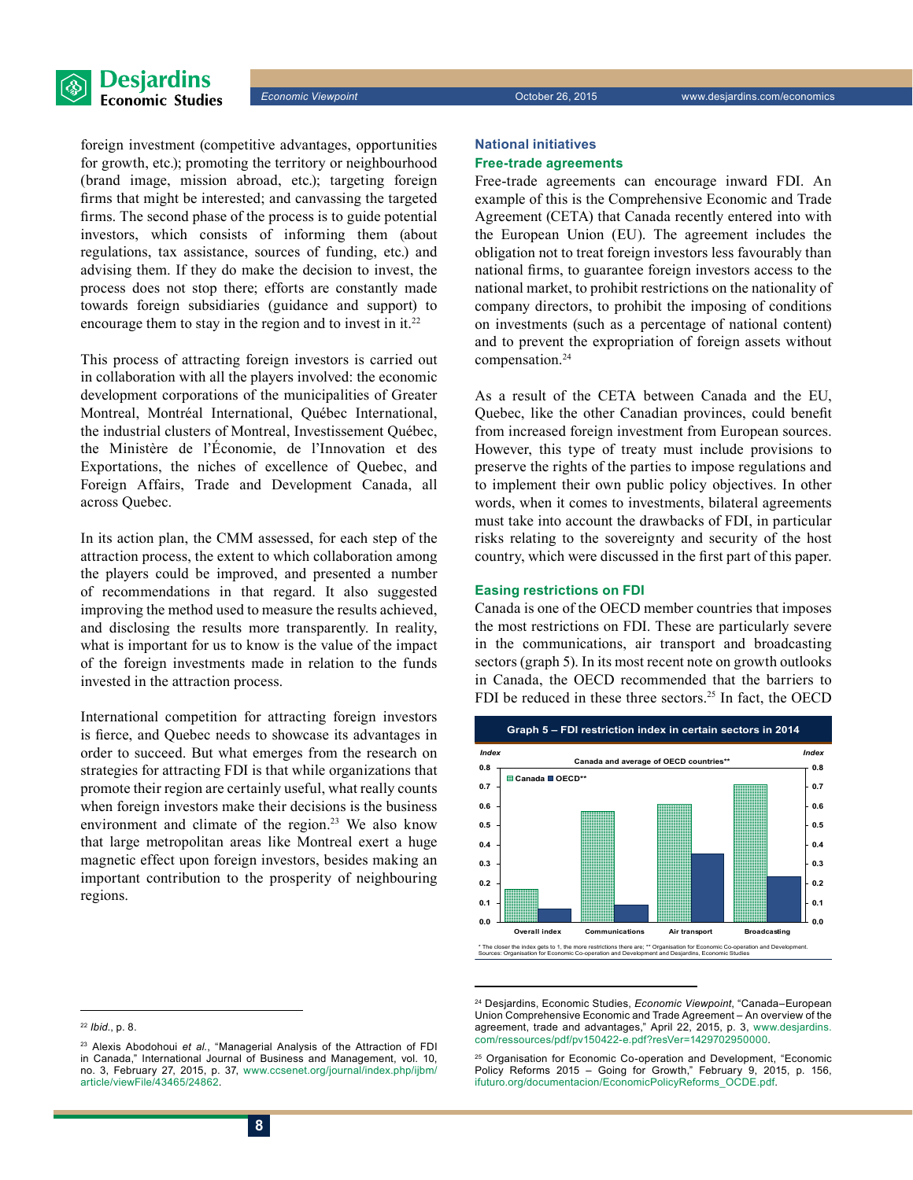foreign investment (competitive advantages, opportunities for growth, etc.); promoting the territory or neighbourhood (brand image, mission abroad, etc.); targeting foreign firms that might be interested; and canvassing the targeted firms. The second phase of the process is to guide potential investors, which consists of informing them (about regulations, tax assistance, sources of funding, etc.) and advising them. If they do make the decision to invest, the process does not stop there; efforts are constantly made towards foreign subsidiaries (guidance and support) to encourage them to stay in the region and to invest in it.[22]

This process of attracting foreign investors is carried out in collaboration with all the players involved: the economic development corporations of the municipalities of Greater Montreal, Montréal International, Québec International, the industrial clusters of Montreal, Investissement Québec, the Ministère de l'Économie, de l'Innovation et des Exportations, the niches of excellence of Quebec, and Foreign Affairs, Trade and Development Canada, all across Quebec.

In its action plan, the CMM assessed, for each step of the attraction process, the extent to which collaboration among the players could be improved, and presented a number of recommendations in that regard. It also suggested improving the method used to measure the results achieved, and disclosing the results more transparently. In reality, what is important for us to know is the value of the impact of the foreign investments made in relation to the funds invested in the attraction process.

International competition for attracting foreign investors is fierce, and Quebec needs to showcase its advantages in order to succeed. But what emerges from the research on strategies for attracting FDI is that while organizations that promote their region are certainly useful, what really counts when foreign investors make their decisions is the business environment and climate of the region.[23] We also know that large metropolitan areas like Montreal exert a huge magnetic effect upon foreign investors, besides making an important contribution to the prosperity of neighbouring regions.

## National initiatives

### Free-trade agreements

Free-trade agreements can encourage inward FDI. An example of this is the Comprehensive Economic and Trade Agreement (CETA) that Canada recently entered into with the European Union (EU). The agreement includes the obligation not to treat foreign investors less favourably than national firms, to guarantee foreign investors access to the national market, to prohibit restrictions on the nationality of company directors, to prohibit the imposing of conditions on investments (such as a percentage of national content) and to prevent the expropriation of foreign assets without compensation.[24]

As a result of the CETA between Canada and the EU, Quebec, like the other Canadian provinces, could benefit from increased foreign investment from European sources. However, this type of treaty must include provisions to preserve the rights of the parties to impose regulations and to implement their own public policy objectives. In other words, when it comes to investments, bilateral agreements must take into account the drawbacks of FDI, in particular risks relating to the sovereignty and security of the host country, which were discussed in the first part of this paper.

### Easing restrictions on FDI

Canada is one of the OECD member countries that imposes the most restrictions on FDI. These are particularly severe in the communications, air transport and broadcasting sectors (graph 5). In its most recent note on growth outlooks in Canada, the OECD recommended that the barriers to FDI be reduced in these three sectors.[25] In fact, the OECD

**Graph 5 – FDI restriction index in certain sectors in 2014**

Canada and average of OECD countries**

| Index* | Canada | OECD** |
|---|---|---|
| Overall index | 0.17 | 0.07 |
| Communications | 0.57 | 0.09 |
| Air transport | 0.61 | 0.35 |
| Broadcasting | 0.71 | 0.23 |

\* The closer the index gets to 1, the more restrictions there are; ** Organisation for Economic Co-operation and Development.
Sources: Organisation for Economic Co-operation and Development and Desjardins, Economic Studies

[22] *Ibid.*, p. 8.

[23] Alexis Abodohoui *et al.*, "Managerial Analysis of the Attraction of FDI in Canada," International Journal of Business and Management, vol. 10, no. 3, February 27, 2015, p. 37, www.ccsenet.org/journal/index.php/ijbm/article/viewFile/43465/24862.

[24] Desjardins, Economic Studies, *Economic Viewpoint*, "Canada–European Union Comprehensive Economic and Trade Agreement – An overview of the agreement, trade and advantages," April 22, 2015, p. 3, www.desjardins.com/ressources/pdf/pv150422-e.pdf?resVer=1429702950000.

[25] Organisation for Economic Co-operation and Development, "Economic Policy Reforms 2015 – Going for Growth," February 9, 2015, p. 156, ifuturo.org/documentacion/EconomicPolicyReforms_OCDE.pdf.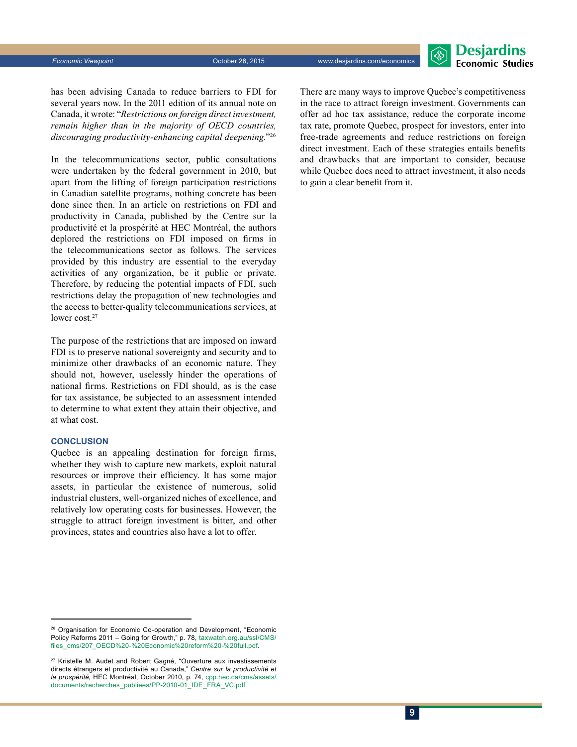has been advising Canada to reduce barriers to FDI for several years now. In the 2011 edition of its annual note on Canada, it wrote: "*Restrictions on foreign direct investment, remain higher than in the majority of OECD countries, discouraging productivity-enhancing capital deepening.*"[26]

In the telecommunications sector, public consultations were undertaken by the federal government in 2010, but apart from the lifting of foreign participation restrictions in Canadian satellite programs, nothing concrete has been done since then. In an article on restrictions on FDI and productivity in Canada, published by the Centre sur la productivité et la prospérité at HEC Montréal, the authors deplored the restrictions on FDI imposed on firms in the telecommunications sector as follows. The services provided by this industry are essential to the everyday activities of any organization, be it public or private. Therefore, by reducing the potential impacts of FDI, such restrictions delay the propagation of new technologies and the access to better-quality telecommunications services, at lower cost.[27]

The purpose of the restrictions that are imposed on inward FDI is to preserve national sovereignty and security and to minimize other drawbacks of an economic nature. They should not, however, uselessly hinder the operations of national firms. Restrictions on FDI should, as is the case for tax assistance, be subjected to an assessment intended to determine to what extent they attain their objective, and at what cost.

## CONCLUSION

Quebec is an appealing destination for foreign firms, whether they wish to capture new markets, exploit natural resources or improve their efficiency. It has some major assets, in particular the existence of numerous, solid industrial clusters, well-organized niches of excellence, and relatively low operating costs for businesses. However, the struggle to attract foreign investment is bitter, and other provinces, states and countries also have a lot to offer.

There are many ways to improve Quebec's competitiveness in the race to attract foreign investment. Governments can offer ad hoc tax assistance, reduce the corporate income tax rate, promote Quebec, prospect for investors, enter into free-trade agreements and reduce restrictions on foreign direct investment. Each of these strategies entails benefits and drawbacks that are important to consider, because while Quebec does need to attract investment, it also needs to gain a clear benefit from it.

---

[26] Organisation for Economic Co-operation and Development, "Economic Policy Reforms 2011 – Going for Growth," p. 78, taxwatch.org.au/ssl/CMS/files_cms/207_OECD%20-%20Economic%20reform%20-%20full.pdf.

[27] Kristelle M. Audet and Robert Gagné, "Ouverture aux investissements directs étrangers et productivité au Canada," *Centre sur la productivité et la prospérité*, HEC Montréal, October 2010, p. 74, cpp.hec.ca/cms/assets/documents/recherches_publiees/PP-2010-01_IDE_FRA_VC.pdf.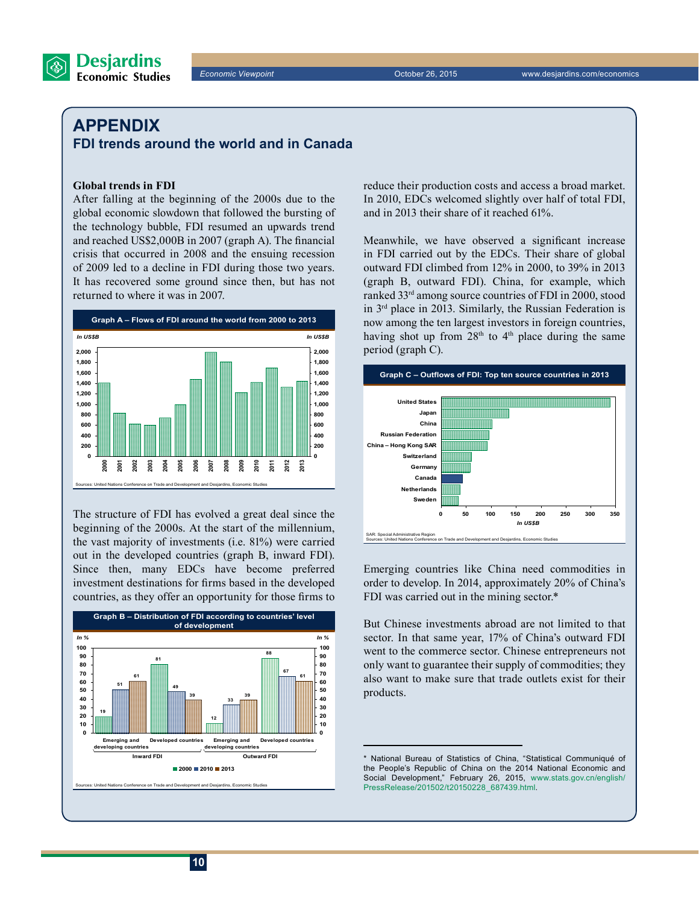# APPENDIX

## FDI trends around the world and in Canada

**Global trends in FDI**

After falling at the beginning of the 2000s due to the global economic slowdown that followed the bursting of the technology bubble, FDI resumed an upwards trend and reached US$2,000B in 2007 (graph A). The financial crisis that occurred in 2008 and the ensuing recession of 2009 led to a decline in FDI during those two years. It has recovered some ground since then, but has not returned to where it was in 2007.

**Graph A – Flows of FDI around the world from 2000 to 2013**

In US$B

Sources: United Nations Conference on Trade and Development and Desjardins, Economic Studies

The structure of FDI has evolved a great deal since the beginning of the 2000s. At the start of the millennium, the vast majority of investments (i.e. 81%) were carried out in the developed countries (graph B, inward FDI). Since then, many EDCs have become preferred investment destinations for firms based in the developed countries, as they offer an opportunity for those firms to reduce their production costs and access a broad market. In 2010, EDCs welcomed slightly over half of total FDI, and in 2013 their share of it reached 61%.

**Graph B – Distribution of FDI according to countries' level of development**

In %

| | Inward FDI – Emerging and developing countries | Inward FDI – Developed countries | Outward FDI – Emerging and developing countries | Outward FDI – Developed countries |
|---|---|---|---|---|
| 2000 | 19 | 81 | 12 | 88 |
| 2010 | 51 | 49 | 33 | 67 |
| 2013 | 61 | 39 | 39 | 61 |

Sources: United Nations Conference on Trade and Development and Desjardins, Economic Studies

Meanwhile, we have observed a significant increase in FDI carried out by the EDCs. Their share of global outward FDI climbed from 12% in 2000, to 39% in 2013 (graph B, outward FDI). China, for example, which ranked 33rd among source countries of FDI in 2000, stood in 3rd place in 2013. Similarly, the Russian Federation is now among the ten largest investors in foreign countries, having shot up from 28th to 4th place during the same period (graph C).

**Graph C – Outflows of FDI: Top ten source countries in 2013**

In US$B

United States, Japan, China, Russian Federation, China – Hong Kong SAR, Switzerland, Germany, Canada, Netherlands, Sweden

SAR: Special Administrative Region
Sources: United Nations Conference on Trade and Development and Desjardins, Economic Studies

Emerging countries like China need commodities in order to develop. In 2014, approximately 20% of China's FDI was carried out in the mining sector.*

But Chinese investments abroad are not limited to that sector. In that same year, 17% of China's outward FDI went to the commerce sector. Chinese entrepreneurs not only want to guarantee their supply of commodities; they also want to make sure that trade outlets exist for their products.

---

* National Bureau of Statistics of China, "Statistical Communiqué of the People's Republic of China on the 2014 National Economic and Social Development," February 26, 2015, www.stats.gov.cn/english/PressRelease/201502/t20150228_687439.html.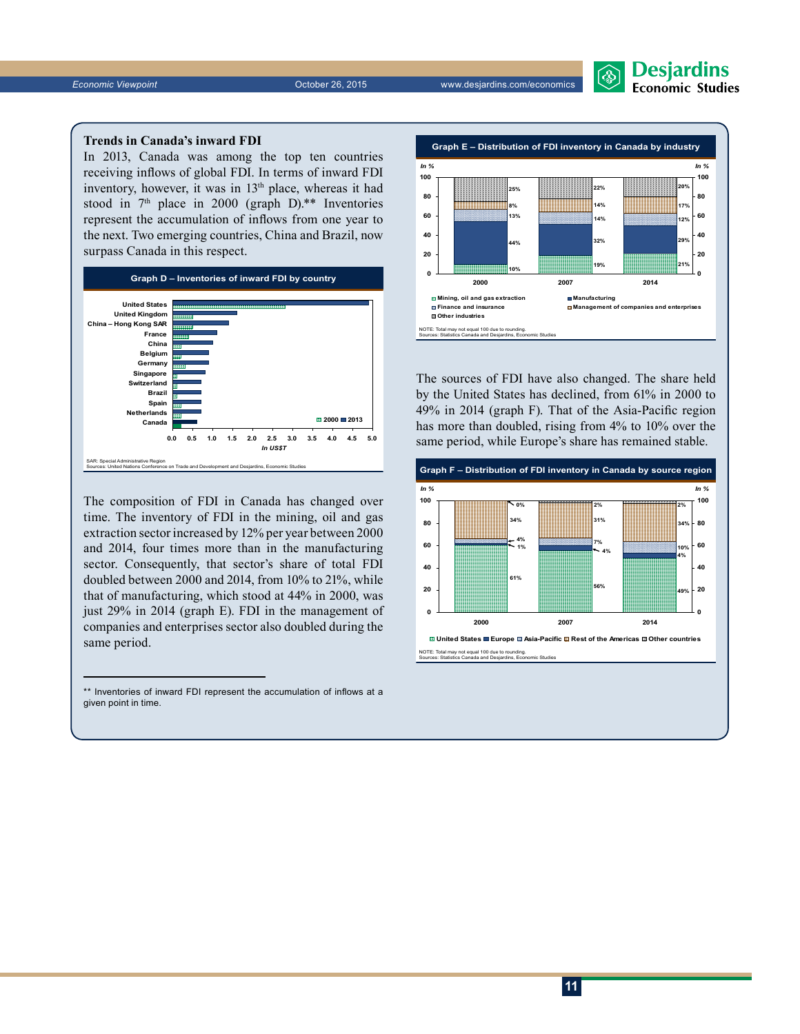### Trends in Canada's inward FDI

In 2013, Canada was among the top ten countries receiving inflows of global FDI. In terms of inward FDI inventory, however, it was in 13th place, whereas it had stood in 7th place in 2000 (graph D).** Inventories represent the accumulation of inflows from one year to the next. Two emerging countries, China and Brazil, now surpass Canada in this respect.

**Graph D – Inventories of inward FDI by country**

United States
United Kingdom
China – Hong Kong SAR
France
China
Belgium
Germany
Singapore
Switzerland
Brazil
Spain
Netherlands
Canada

2000 2013

0.0 0.5 1.0 1.5 2.0 2.5 3.0 3.5 4.0 4.5 5.0

In US$T

SAR: Special Administrative Region
Sources: United Nations Conference on Trade and Development and Desjardins, Economic Studies

The composition of FDI in Canada has changed over time. The inventory of FDI in the mining, oil and gas extraction sector increased by 12% per year between 2000 and 2014, four times more than in the manufacturing sector. Consequently, that sector's share of total FDI doubled between 2000 and 2014, from 10% to 21%, while that of manufacturing, which stood at 44% in 2000, was just 29% in 2014 (graph E). FDI in the management of companies and enterprises sector also doubled during the same period.

**Graph E – Distribution of FDI inventory in Canada by industry**

In % / In %

100, 80, 60, 40, 20, 0

2000: 25%, 8%, 13%, 44%, 10%
2007: 22%, 14%, 14%, 32%, 19%
2014: 20%, 17%, 12%, 29%, 21%

Mining, oil and gas extraction
Manufacturing
Finance and insurance
Management of companies and enterprises
Other industries

NOTE: Total may not equal 100 due to rounding.
Sources: Statistics Canada and Desjardins, Economic Studies

The sources of FDI have also changed. The share held by the United States has declined, from 61% in 2000 to 49% in 2014 (graph F). That of the Asia-Pacific region has more than doubled, rising from 4% to 10% over the same period, while Europe's share has remained stable.

**Graph F – Distribution of FDI inventory in Canada by source region**

In % / In %

100, 80, 60, 40, 20, 0

2000: 0%, 34%, 4%, 1%, 61%
2007: 2%, 31%, 7%, 4%, 56%
2014: 2%, 34%, 10%, 4%, 49%

United States Europe Asia-Pacific Rest of the Americas Other countries

NOTE: Total may not equal 100 due to rounding.
Sources: Statistics Canada and Desjardins, Economic Studies

---

** Inventories of inward FDI represent the accumulation of inflows at a given point in time.